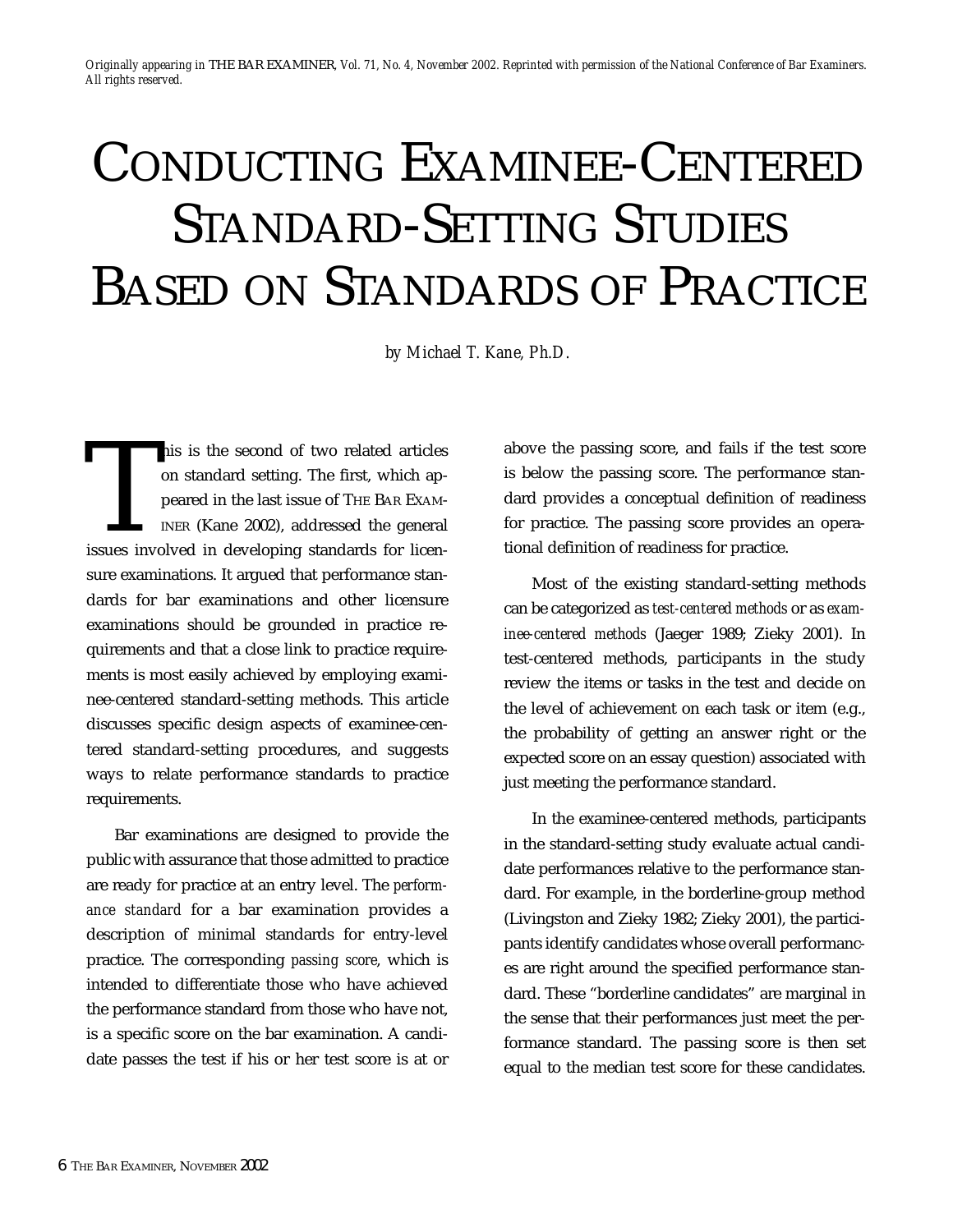*Originally appearing in* THE BAR EXAMINER, *Vol. 71, No. 4, November 2002. Reprinted with permission of the National Conference of Bar Examiners. All rights reserved.*

# CONDUCTING EXAMINEE-CENTERED STANDARD-SETTING STUDIES BASED ON STANDARDS OF PRACTICE

*by Michael T. Kane, Ph.D.*

This is the second of two related articles on standard setting. The first, which appeared in the last issue of THE BAR EXAMINER (Kane 2002), addressed the general issues involved in developing standards for licensure examinations. It argued that performance standards for bar examinations and other licensure examinations should be grounded in practice requirements and that a close link to practice requirements is most easily achieved by employing examinee-centered standard-setting methods. This article discusses specific design aspects of examinee-centered standard-setting procedures, and suggests ways to relate performance standards to practice requirements.

Bar examinations are designed to provide the public with assurance that those admitted to practice are ready for practice at an entry level. The *performance standard* for a bar examination provides a description of minimal standards for entry-level practice. The corresponding *passing score*, which is intended to differentiate those who have achieved the performance standard from those who have not, is a specific score on the bar examination. A candidate passes the test if his or her test score is at or above the passing score, and fails if the test score is below the passing score. The performance standard provides a conceptual definition of readiness for practice. The passing score provides an operational definition of readiness for practice.

Most of the existing standard-setting methods can be categorized as *test-centered methods* or as *examinee-centered methods* (Jaeger 1989; Zieky 2001). In test-centered methods, participants in the study review the items or tasks in the test and decide on the level of achievement on each task or item (e.g., the probability of getting an answer right or the expected score on an essay question) associated with just meeting the performance standard.

In the examinee-centered methods, participants in the standard-setting study evaluate actual candidate performances relative to the performance standard. For example, in the borderline-group method (Livingston and Zieky 1982; Zieky 2001), the participants identify candidates whose overall performances are right around the specified performance standard. These "borderline candidates" are marginal in the sense that their performances just meet the performance standard. The passing score is then set equal to the median test score for these candidates.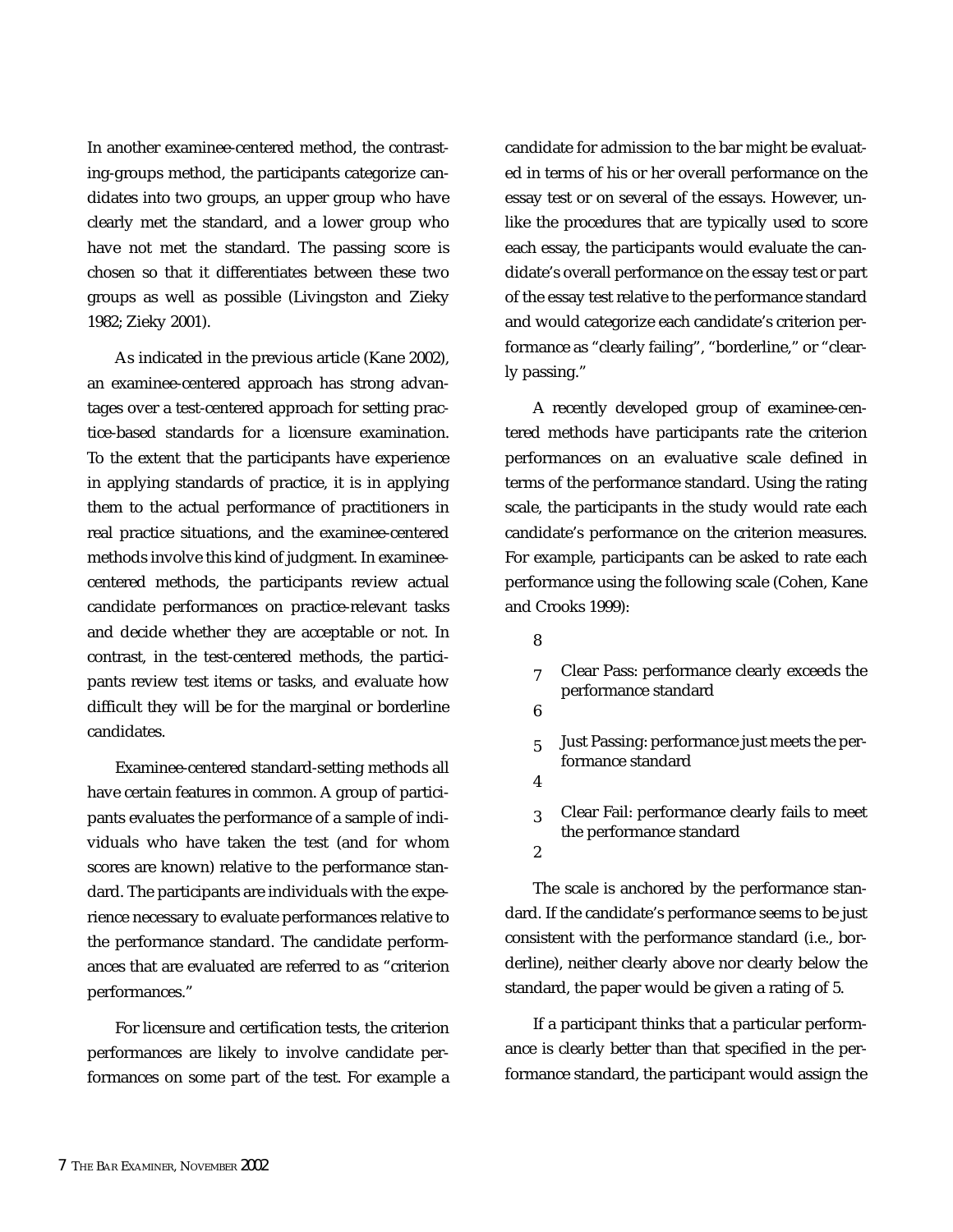In another examinee-centered method, the contrasting-groups method, the participants categorize candidates into two groups, an upper group who have clearly met the standard, and a lower group who have not met the standard. The passing score is chosen so that it differentiates between these two groups as well as possible (Livingston and Zieky 1982; Zieky 2001).

As indicated in the previous article (Kane 2002), an examinee-centered approach has strong advantages over a test-centered approach for setting practice-based standards for a licensure examination. To the extent that the participants have experience in applying standards of practice, it is in applying them to the actual performance of practitioners in real practice situations, and the examinee-centered methods involve this kind of judgment. In examinee-centered methods, the participants review actual candidate performances on practice-relevant tasks and decide whether they are acceptable or not. In contrast, in the test-centered methods, the participants review test items or tasks, and evaluate how difficult they will be for the marginal or borderline candidates.

Examinee-centered standard-setting methods all have certain features in common. A group of participants evaluates the performance of a sample of individuals who have taken the test (and for whom scores are known) relative to the performance standard. The participants are individuals with the experience necessary to evaluate performances relative to the performance standard. The candidate performances that are evaluated are referred to as "criterion performances."

For licensure and certification tests, the criterion performances are likely to involve candidate performances on some part of the test. For example a candidate for admission to the bar might be evaluated in terms of his or her overall performance on the essay test or on several of the essays. However, unlike the procedures that are typically used to score each essay, the participants would evaluate the candidate's overall performance on the essay test or part of the essay test relative to the performance standard and would categorize each candidate's criterion performance as "clearly failing", "borderline," or "clearly passing."

A recently developed group of examinee-centered methods have participants rate the criterion performances on an evaluative scale defined in terms of the performance standard. Using the rating scale, the participants in the study would rate each candidate's performance on the criterion measures. For example, participants can be asked to rate each performance using the following scale (Cohen, Kane and Crooks 1999):

8

7 Clear Pass: performance clearly exceeds the performance standard

6

5 Just Passing: performance just meets the performance standard

4

3 Clear Fail: performance clearly fails to meet the performance standard

2

The scale is anchored by the performance standard. If the candidate's performance seems to be just consistent with the performance standard (i.e., borderline), neither clearly above nor clearly below the standard, the paper would be given a rating of 5.

If a participant thinks that a particular performance is clearly better than that specified in the performance standard, the participant would assign the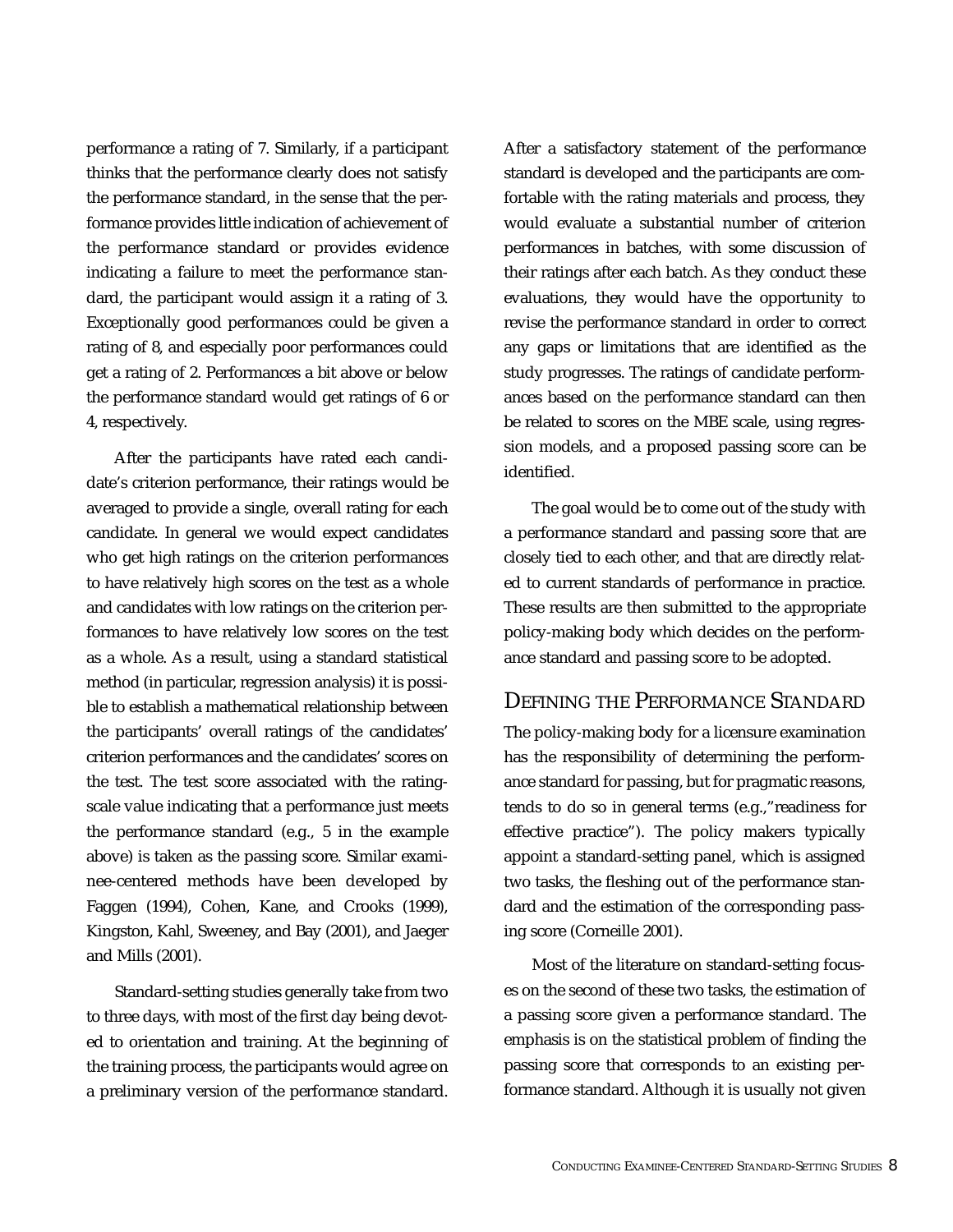performance a rating of 7. Similarly, if a participant thinks that the performance clearly does not satisfy the performance standard, in the sense that the performance provides little indication of achievement of the performance standard or provides evidence indicating a failure to meet the performance standard, the participant would assign it a rating of 3. Exceptionally good performances could be given a rating of 8, and especially poor performances could get a rating of 2. Performances a bit above or below the performance standard would get ratings of 6 or 4, respectively.

After the participants have rated each candidate's criterion performance, their ratings would be averaged to provide a single, overall rating for each candidate. In general we would expect candidates who get high ratings on the criterion performances to have relatively high scores on the test as a whole and candidates with low ratings on the criterion performances to have relatively low scores on the test as a whole. As a result, using a standard statistical method (in particular, regression analysis) it is possible to establish a mathematical relationship between the participants' overall ratings of the candidates' criterion performances and the candidates' scores on the test. The test score associated with the rating-scale value indicating that a performance just meets the performance standard (e.g., 5 in the example above) is taken as the passing score. Similar examinee-centered methods have been developed by Faggen (1994), Cohen, Kane, and Crooks (1999), Kingston, Kahl, Sweeney, and Bay (2001), and Jaeger and Mills (2001).

Standard-setting studies generally take from two to three days, with most of the first day being devoted to orientation and training. At the beginning of the training process, the participants would agree on a preliminary version of the performance standard. After a satisfactory statement of the performance standard is developed and the participants are comfortable with the rating materials and process, they would evaluate a substantial number of criterion performances in batches, with some discussion of their ratings after each batch. As they conduct these evaluations, they would have the opportunity to revise the performance standard in order to correct any gaps or limitations that are identified as the study progresses. The ratings of candidate performances based on the performance standard can then be related to scores on the MBE scale, using regression models, and a proposed passing score can be identified.

The goal would be to come out of the study with a performance standard and passing score that are closely tied to each other, and that are directly related to current standards of performance in practice. These results are then submitted to the appropriate policy-making body which decides on the performance standard and passing score to be adopted.

## Defining the Performance Standard

The policy-making body for a licensure examination has the responsibility of determining the performance standard for passing, but for pragmatic reasons, tends to do so in general terms (e.g.,"readiness for effective practice"). The policy makers typically appoint a standard-setting panel, which is assigned two tasks, the fleshing out of the performance standard and the estimation of the corresponding passing score (Corneille 2001).

Most of the literature on standard-setting focuses on the second of these two tasks, the estimation of a passing score given a performance standard. The emphasis is on the statistical problem of finding the passing score that corresponds to an existing performance standard. Although it is usually not given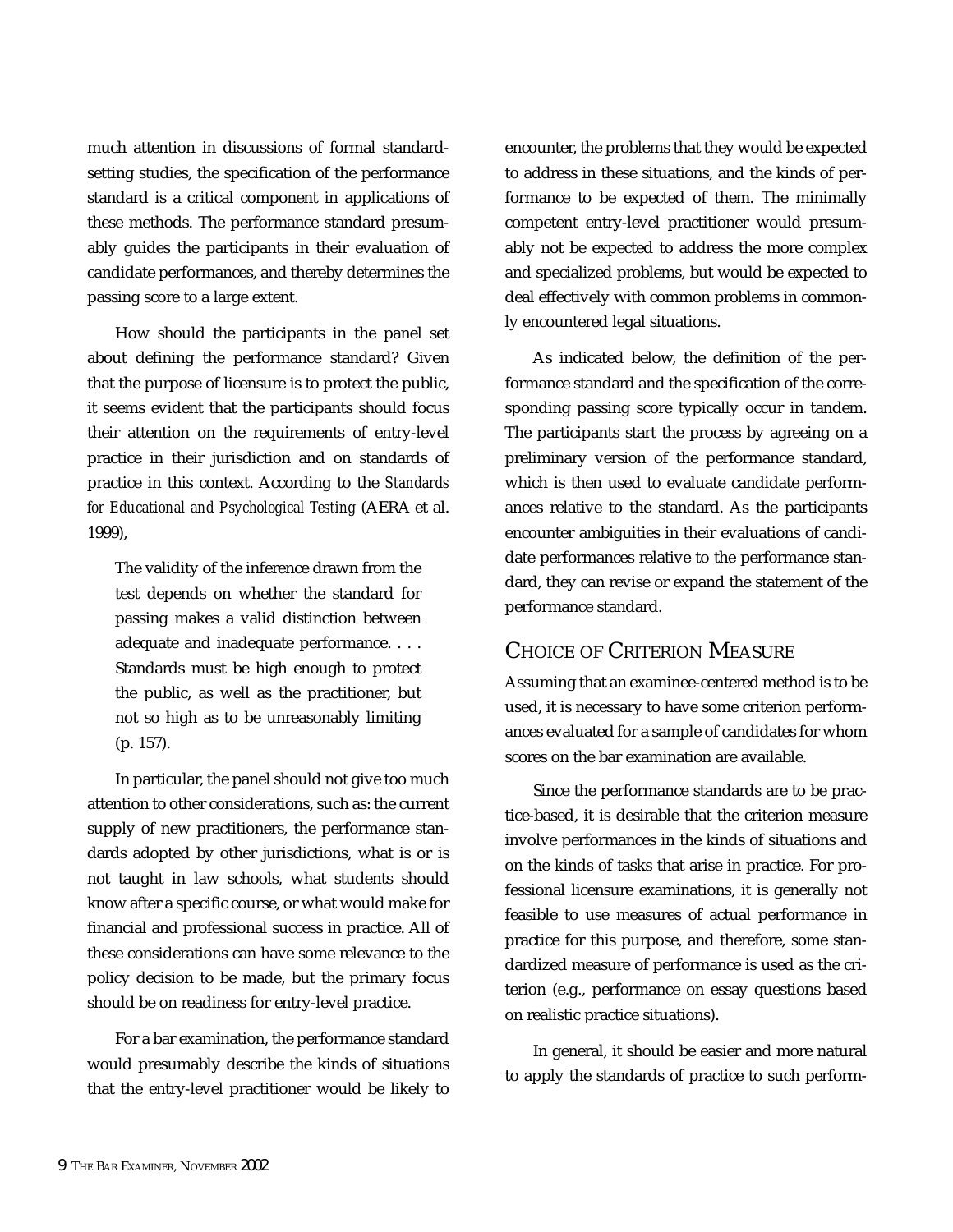much attention in discussions of formal standard-setting studies, the specification of the performance standard is a critical component in applications of these methods. The performance standard presumably guides the participants in their evaluation of candidate performances, and thereby determines the passing score to a large extent.

How should the participants in the panel set about defining the performance standard? Given that the purpose of licensure is to protect the public, it seems evident that the participants should focus their attention on the requirements of entry-level practice in their jurisdiction and on standards of practice in this context. According to the *Standards for Educational and Psychological Testing* (AERA et al. 1999),

> The validity of the inference drawn from the test depends on whether the standard for passing makes a valid distinction between adequate and inadequate performance. . . . Standards must be high enough to protect the public, as well as the practitioner, but not so high as to be unreasonably limiting (p. 157).

In particular, the panel should not give too much attention to other considerations, such as: the current supply of new practitioners, the performance standards adopted by other jurisdictions, what is or is not taught in law schools, what students should know after a specific course, or what would make for financial and professional success in practice. All of these considerations can have some relevance to the policy decision to be made, but the primary focus should be on readiness for entry-level practice.

For a bar examination, the performance standard would presumably describe the kinds of situations that the entry-level practitioner would be likely to encounter, the problems that they would be expected to address in these situations, and the kinds of performance to be expected of them. The minimally competent entry-level practitioner would presumably not be expected to address the more complex and specialized problems, but would be expected to deal effectively with common problems in commonly encountered legal situations.

As indicated below, the definition of the performance standard and the specification of the corresponding passing score typically occur in tandem. The participants start the process by agreeing on a preliminary version of the performance standard, which is then used to evaluate candidate performances relative to the standard. As the participants encounter ambiguities in their evaluations of candidate performances relative to the performance standard, they can revise or expand the statement of the performance standard.

## CHOICE OF CRITERION MEASURE

Assuming that an examinee-centered method is to be used, it is necessary to have some criterion performances evaluated for a sample of candidates for whom scores on the bar examination are available.

Since the performance standards are to be practice-based, it is desirable that the criterion measure involve performances in the kinds of situations and on the kinds of tasks that arise in practice. For professional licensure examinations, it is generally not feasible to use measures of actual performance in practice for this purpose, and therefore, some standardized measure of performance is used as the criterion (e.g., performance on essay questions based on realistic practice situations).

In general, it should be easier and more natural to apply the standards of practice to such perform-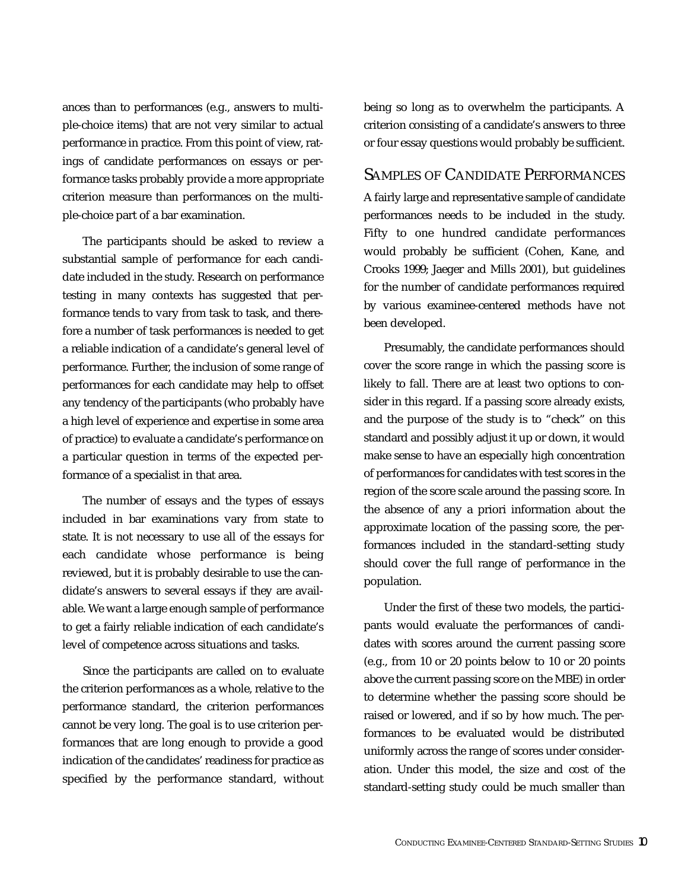ances than to performances (e.g., answers to multiple-choice items) that are not very similar to actual performance in practice. From this point of view, ratings of candidate performances on essays or performance tasks probably provide a more appropriate criterion measure than performances on the multiple-choice part of a bar examination.

The participants should be asked to review a substantial sample of performance for each candidate included in the study. Research on performance testing in many contexts has suggested that performance tends to vary from task to task, and therefore a number of task performances is needed to get a reliable indication of a candidate's general level of performance. Further, the inclusion of some range of performances for each candidate may help to offset any tendency of the participants (who probably have a high level of experience and expertise in some area of practice) to evaluate a candidate's performance on a particular question in terms of the expected performance of a specialist in that area.

The number of essays and the types of essays included in bar examinations vary from state to state. It is not necessary to use all of the essays for each candidate whose performance is being reviewed, but it is probably desirable to use the candidate's answers to several essays if they are available. We want a large enough sample of performance to get a fairly reliable indication of each candidate's level of competence across situations and tasks.

Since the participants are called on to evaluate the criterion performances as a whole, relative to the performance standard, the criterion performances cannot be very long. The goal is to use criterion performances that are long enough to provide a good indication of the candidates' readiness for practice as specified by the performance standard, without being so long as to overwhelm the participants. A criterion consisting of a candidate's answers to three or four essay questions would probably be sufficient.

## Samples of Candidate Performances

A fairly large and representative sample of candidate performances needs to be included in the study. Fifty to one hundred candidate performances would probably be sufficient (Cohen, Kane, and Crooks 1999; Jaeger and Mills 2001), but guidelines for the number of candidate performances required by various examinee-centered methods have not been developed.

Presumably, the candidate performances should cover the score range in which the passing score is likely to fall. There are at least two options to consider in this regard. If a passing score already exists, and the purpose of the study is to "check" on this standard and possibly adjust it up or down, it would make sense to have an especially high concentration of performances for candidates with test scores in the region of the score scale around the passing score. In the absence of any a priori information about the approximate location of the passing score, the performances included in the standard-setting study should cover the full range of performance in the population.

Under the first of these two models, the participants would evaluate the performances of candidates with scores around the current passing score (e.g., from 10 or 20 points below to 10 or 20 points above the current passing score on the MBE) in order to determine whether the passing score should be raised or lowered, and if so by how much. The performances to be evaluated would be distributed uniformly across the range of scores under consideration. Under this model, the size and cost of the standard-setting study could be much smaller than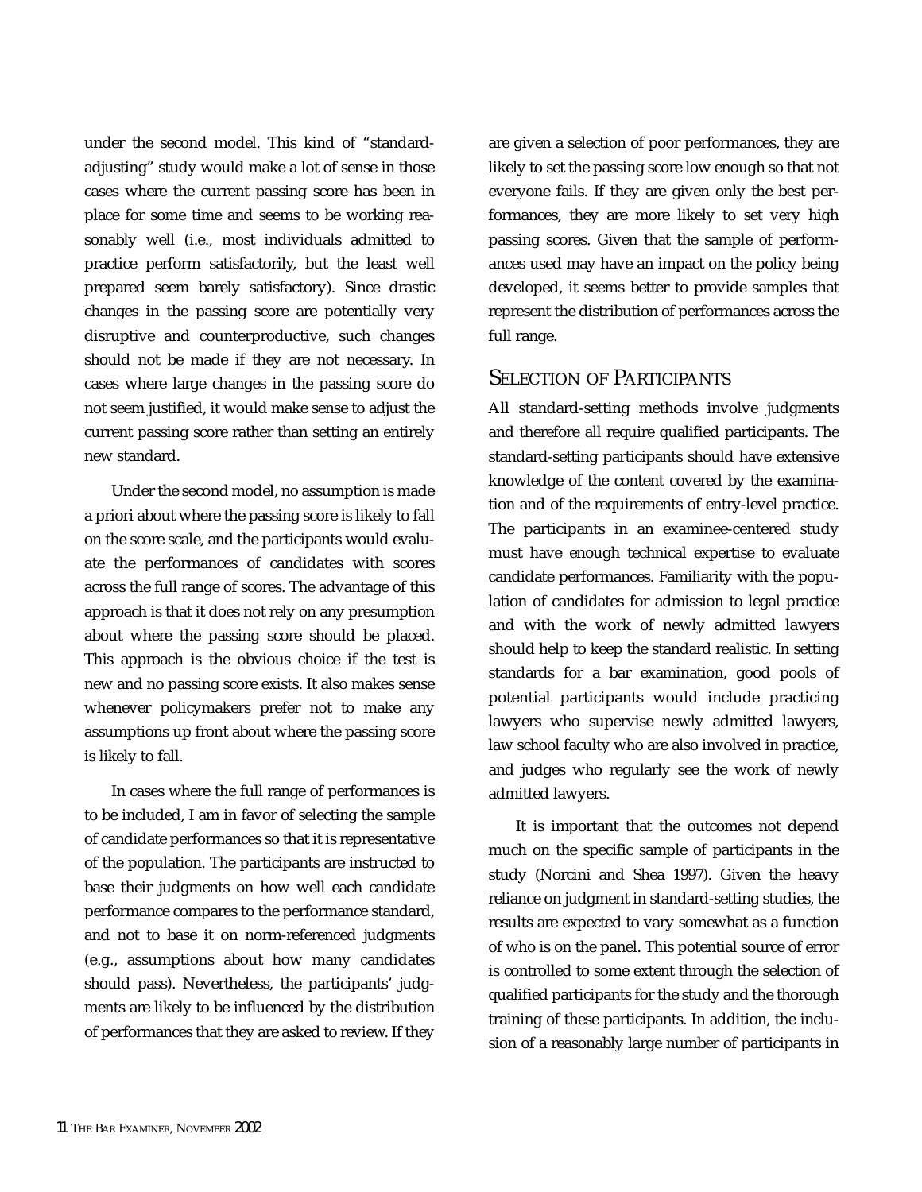under the second model. This kind of "standard-adjusting" study would make a lot of sense in those cases where the current passing score has been in place for some time and seems to be working reasonably well (i.e., most individuals admitted to practice perform satisfactorily, but the least well prepared seem barely satisfactory). Since drastic changes in the passing score are potentially very disruptive and counterproductive, such changes should not be made if they are not necessary. In cases where large changes in the passing score do not seem justified, it would make sense to adjust the current passing score rather than setting an entirely new standard.

Under the second model, no assumption is made a priori about where the passing score is likely to fall on the score scale, and the participants would evaluate the performances of candidates with scores across the full range of scores. The advantage of this approach is that it does not rely on any presumption about where the passing score should be placed. This approach is the obvious choice if the test is new and no passing score exists. It also makes sense whenever policymakers prefer not to make any assumptions up front about where the passing score is likely to fall.

In cases where the full range of performances is to be included, I am in favor of selecting the sample of candidate performances so that it is representative of the population. The participants are instructed to base their judgments on how well each candidate performance compares to the performance standard, and not to base it on norm-referenced judgments (e.g., assumptions about how many candidates should pass). Nevertheless, the participants' judgments are likely to be influenced by the distribution of performances that they are asked to review. If they are given a selection of poor performances, they are likely to set the passing score low enough so that not everyone fails. If they are given only the best performances, they are more likely to set very high passing scores. Given that the sample of performances used may have an impact on the policy being developed, it seems better to provide samples that represent the distribution of performances across the full range.

## Selection of Participants

All standard-setting methods involve judgments and therefore all require qualified participants. The standard-setting participants should have extensive knowledge of the content covered by the examination and of the requirements of entry-level practice. The participants in an examinee-centered study must have enough technical expertise to evaluate candidate performances. Familiarity with the population of candidates for admission to legal practice and with the work of newly admitted lawyers should help to keep the standard realistic. In setting standards for a bar examination, good pools of potential participants would include practicing lawyers who supervise newly admitted lawyers, law school faculty who are also involved in practice, and judges who regularly see the work of newly admitted lawyers.

It is important that the outcomes not depend much on the specific sample of participants in the study (Norcini and Shea 1997). Given the heavy reliance on judgment in standard-setting studies, the results are expected to vary somewhat as a function of who is on the panel. This potential source of error is controlled to some extent through the selection of qualified participants for the study and the thorough training of these participants. In addition, the inclusion of a reasonably large number of participants in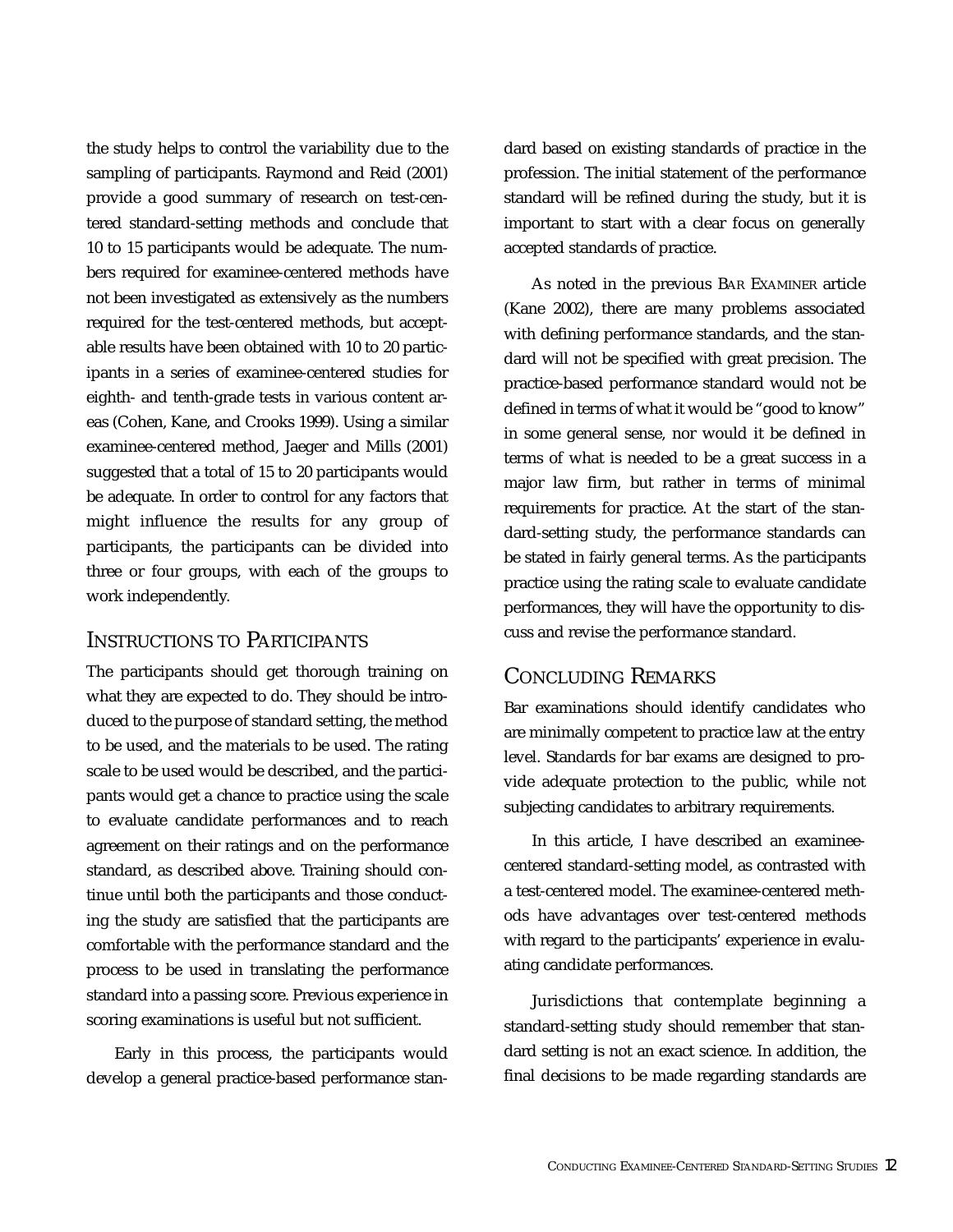the study helps to control the variability due to the sampling of participants. Raymond and Reid (2001) provide a good summary of research on test-centered standard-setting methods and conclude that 10 to 15 participants would be adequate. The numbers required for examinee-centered methods have not been investigated as extensively as the numbers required for the test-centered methods, but acceptable results have been obtained with 10 to 20 participants in a series of examinee-centered studies for eighth- and tenth-grade tests in various content areas (Cohen, Kane, and Crooks 1999). Using a similar examinee-centered method, Jaeger and Mills (2001) suggested that a total of 15 to 20 participants would be adequate. In order to control for any factors that might influence the results for any group of participants, the participants can be divided into three or four groups, with each of the groups to work independently.

## Instructions to Participants

The participants should get thorough training on what they are expected to do. They should be introduced to the purpose of standard setting, the method to be used, and the materials to be used. The rating scale to be used would be described, and the participants would get a chance to practice using the scale to evaluate candidate performances and to reach agreement on their ratings and on the performance standard, as described above. Training should continue until both the participants and those conducting the study are satisfied that the participants are comfortable with the performance standard and the process to be used in translating the performance standard into a passing score. Previous experience in scoring examinations is useful but not sufficient.

Early in this process, the participants would develop a general practice-based performance standard based on existing standards of practice in the profession. The initial statement of the performance standard will be refined during the study, but it is important to start with a clear focus on generally accepted standards of practice.

As noted in the previous Bar Examiner article (Kane 2002), there are many problems associated with defining performance standards, and the standard will not be specified with great precision. The practice-based performance standard would not be defined in terms of what it would be "good to know" in some general sense, nor would it be defined in terms of what is needed to be a great success in a major law firm, but rather in terms of minimal requirements for practice. At the start of the standard-setting study, the performance standards can be stated in fairly general terms. As the participants practice using the rating scale to evaluate candidate performances, they will have the opportunity to discuss and revise the performance standard.

## Concluding Remarks

Bar examinations should identify candidates who are minimally competent to practice law at the entry level. Standards for bar exams are designed to provide adequate protection to the public, while not subjecting candidates to arbitrary requirements.

In this article, I have described an examinee-centered standard-setting model, as contrasted with a test-centered model. The examinee-centered methods have advantages over test-centered methods with regard to the participants' experience in evaluating candidate performances.

Jurisdictions that contemplate beginning a standard-setting study should remember that standard setting is not an exact science. In addition, the final decisions to be made regarding standards are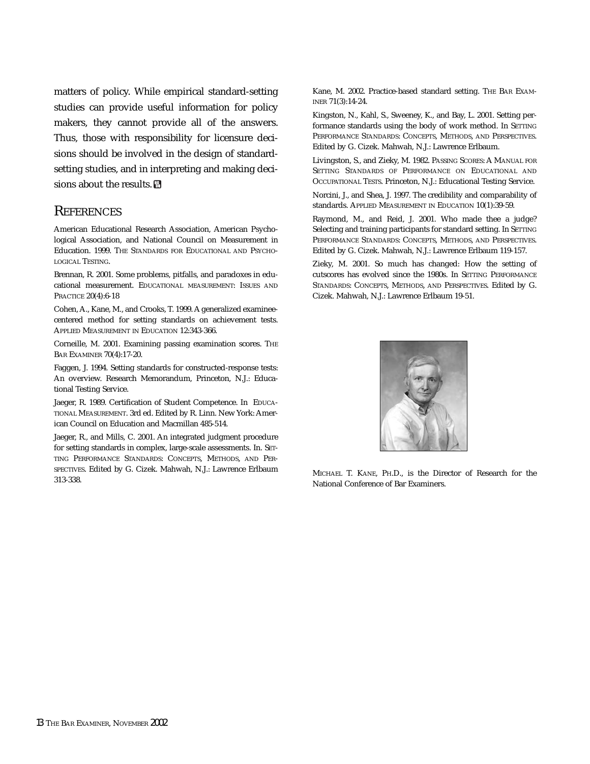matters of policy. While empirical standard-setting studies can provide useful information for policy makers, they cannot provide all of the answers. Thus, those with responsibility for licensure decisions should be involved in the design of standard-setting studies, and in interpreting and making decisions about the results.

## REFERENCES

American Educational Research Association, American Psychological Association, and National Council on Measurement in Education. 1999. THE STANDARDS FOR EDUCATIONAL AND PSYCHOLOGICAL TESTING.

Brennan, R. 2001. Some problems, pitfalls, and paradoxes in educational measurement. EDUCATIONAL MEASUREMENT: ISSUES AND PRACTICE 20(4):6-18

Cohen, A., Kane, M., and Crooks, T. 1999. A generalized examinee-centered method for setting standards on achievement tests. APPLIED MEASUREMENT IN EDUCATION 12:343-366.

Corneille, M. 2001. Examining passing examination scores. THE BAR EXAMINER 70(4):17-20.

Faggen, J. 1994. Setting standards for constructed-response tests: An overview. Research Memorandum, Princeton, N.J.: Educational Testing Service.

Jaeger, R. 1989. Certification of Student Competence. In EDUCATIONAL MEASUREMENT. 3rd ed. Edited by R. Linn. New York: American Council on Education and Macmillan 485-514.

Jaeger, R., and Mills, C. 2001. An integrated judgment procedure for setting standards in complex, large-scale assessments. In. SETTING PERFORMANCE STANDARDS: CONCEPTS, METHODS, AND PERSPECTIVES. Edited by G. Cizek. Mahwah, N.J.: Lawrence Erlbaum 313-338.

Kane, M. 2002. Practice-based standard setting. THE BAR EXAMINER 71(3):14-24.

Kingston, N., Kahl, S., Sweeney, K., and Bay, L. 2001. Setting performance standards using the body of work method. In SETTING PERFORMANCE STANDARDS: CONCEPTS, METHODS, AND PERSPECTIVES. Edited by G. Cizek. Mahwah, N.J.: Lawrence Erlbaum.

Livingston, S., and Zieky, M. 1982. PASSING SCORES: A MANUAL FOR SETTING STANDARDS OF PERFORMANCE ON EDUCATIONAL AND OCCUPATIONAL TESTS. Princeton, N.J.: Educational Testing Service.

Norcini, J., and Shea, J. 1997. The credibility and comparability of standards. APPLIED MEASUREMENT IN EDUCATION 10(1):39-59.

Raymond, M., and Reid, J. 2001. Who made thee a judge? Selecting and training participants for standard setting. In SETTING PERFORMANCE STANDARDS: CONCEPTS, METHODS, AND PERSPECTIVES. Edited by G. Cizek. Mahwah, N.J.: Lawrence Erlbaum 119-157.

Zieky, M. 2001. So much has changed: How the setting of cutscores has evolved since the 1980s. In SETTING PERFORMANCE STANDARDS: CONCEPTS, METHODS, AND PERSPECTIVES. Edited by G. Cizek. Mahwah, N.J.: Lawrence Erlbaum 19-51.

MICHAEL T. KANE, PH.D., is the Director of Research for the National Conference of Bar Examiners.